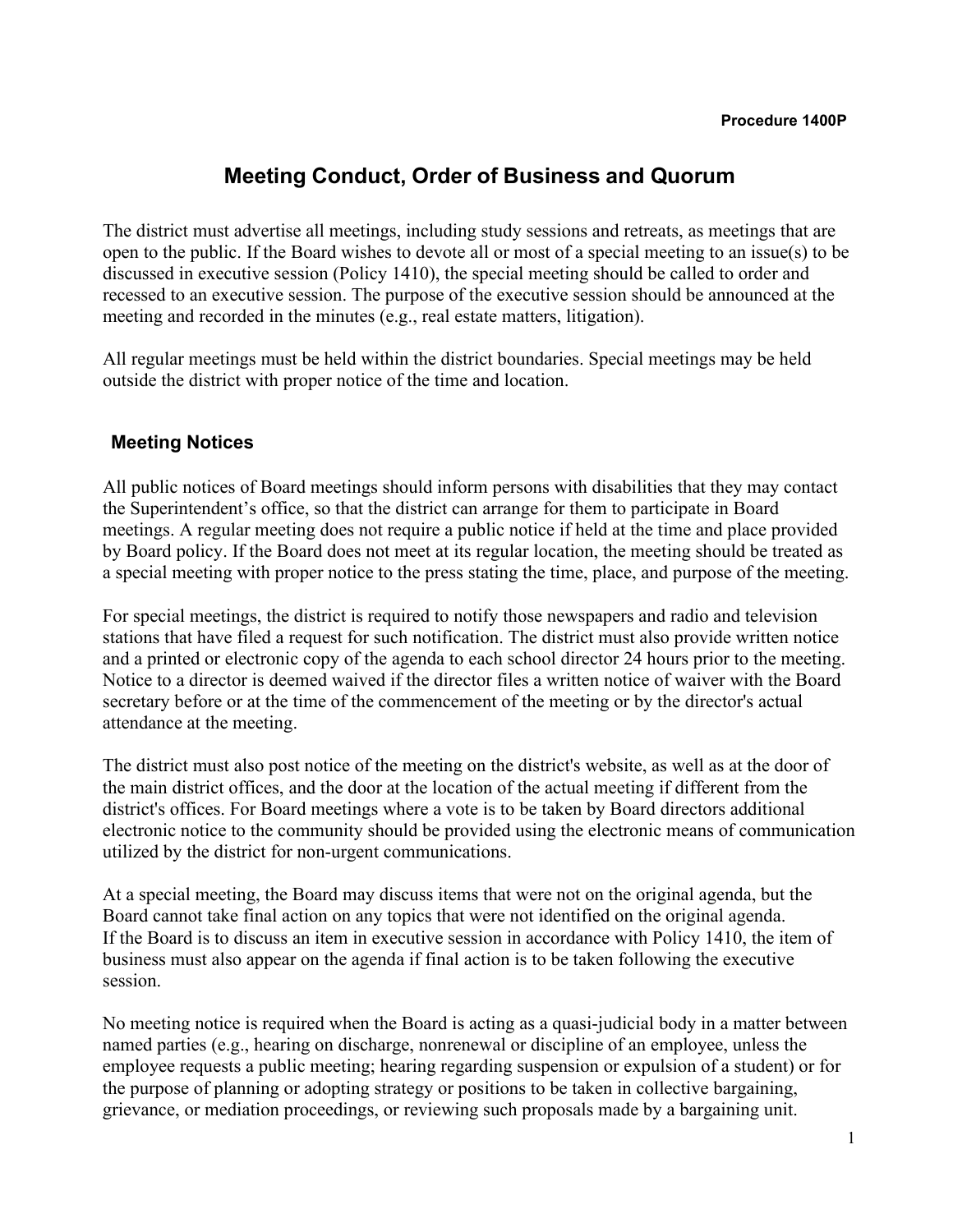**Procedure 1400P**

# Meeting Conduct, Order of Business and Quorum

The district must advertise all meetings, including study sessions and retreats, as meetings that are open to the public. If the Board wishes to devote all or most of a special meeting to an issue(s) to be discussed in executive session (Policy 1410), the special meeting should be called to order and recessed to an executive session. The purpose of the executive session should be announced at the meeting and recorded in the minutes (e.g., real estate matters, litigation).

All regular meetings must be held within the district boundaries. Special meetings may be held outside the district with proper notice of the time and location.

## Meeting Notices

All public notices of Board meetings should inform persons with disabilities that they may contact the Superintendent's office, so that the district can arrange for them to participate in Board meetings. A regular meeting does not require a public notice if held at the time and place provided by Board policy. If the Board does not meet at its regular location, the meeting should be treated as a special meeting with proper notice to the press stating the time, place, and purpose of the meeting.

For special meetings, the district is required to notify those newspapers and radio and television stations that have filed a request for such notification. The district must also provide written notice and a printed or electronic copy of the agenda to each school director 24 hours prior to the meeting. Notice to a director is deemed waived if the director files a written notice of waiver with the Board secretary before or at the time of the commencement of the meeting or by the director's actual attendance at the meeting.

The district must also post notice of the meeting on the district's website, as well as at the door of the main district offices, and the door at the location of the actual meeting if different from the district's offices. For Board meetings where a vote is to be taken by Board directors additional electronic notice to the community should be provided using the electronic means of communication utilized by the district for non-urgent communications.

At a special meeting, the Board may discuss items that were not on the original agenda, but the Board cannot take final action on any topics that were not identified on the original agenda. If the Board is to discuss an item in executive session in accordance with Policy 1410, the item of business must also appear on the agenda if final action is to be taken following the executive session.

No meeting notice is required when the Board is acting as a quasi-judicial body in a matter between named parties (e.g., hearing on discharge, nonrenewal or discipline of an employee, unless the employee requests a public meeting; hearing regarding suspension or expulsion of a student) or for the purpose of planning or adopting strategy or positions to be taken in collective bargaining, grievance, or mediation proceedings, or reviewing such proposals made by a bargaining unit.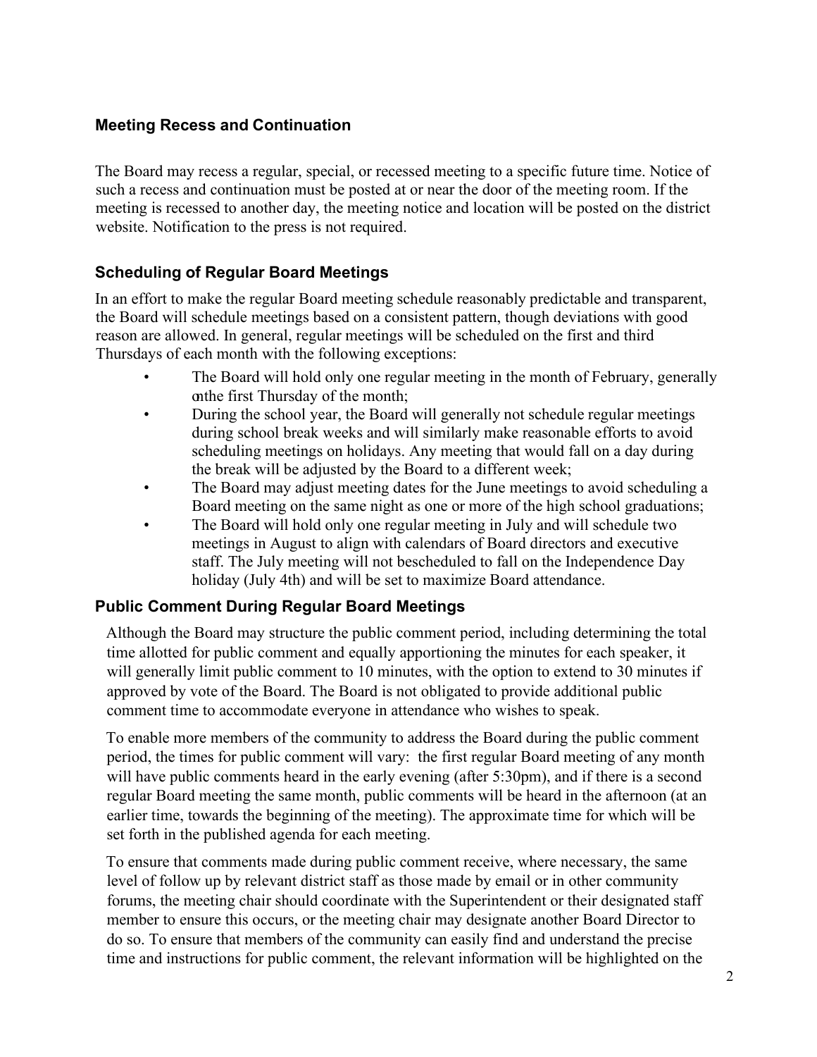### Meeting Recess and Continuation

The Board may recess a regular, special, or recessed meeting to a specific future time. Notice of such a recess and continuation must be posted at or near the door of the meeting room. If the meeting is recessed to another day, the meeting notice and location will be posted on the district website. Notification to the press is not required.

### Scheduling of Regular Board Meetings

In an effort to make the regular Board meeting schedule reasonably predictable and transparent, the Board will schedule meetings based on a consistent pattern, though deviations with good reason are allowed. In general, regular meetings will be scheduled on the first and third Thursdays of each month with the following exceptions:

- The Board will hold only one regular meeting in the month of February, generally on the first Thursday of the month;
- During the school year, the Board will generally not schedule regular meetings during school break weeks and will similarly make reasonable efforts to avoid scheduling meetings on holidays. Any meeting that would fall on a day during the break will be adjusted by the Board to a different week;
- The Board may adjust meeting dates for the June meetings to avoid scheduling a Board meeting on the same night as one or more of the high school graduations;
- The Board will hold only one regular meeting in July and will schedule two meetings in August to align with calendars of Board directors and executive staff. The July meeting will not be scheduled to fall on the Independence Day holiday (July 4th) and will be set to maximize Board attendance.

### Public Comment During Regular Board Meetings

Although the Board may structure the public comment period, including determining the total time allotted for public comment and equally apportioning the minutes for each speaker, it will generally limit public comment to 10 minutes, with the option to extend to 30 minutes if approved by vote of the Board. The Board is not obligated to provide additional public comment time to accommodate everyone in attendance who wishes to speak.

To enable more members of the community to address the Board during the public comment period, the times for public comment will vary: the first regular Board meeting of any month will have public comments heard in the early evening (after 5:30pm), and if there is a second regular Board meeting the same month, public comments will be heard in the afternoon (at an earlier time, towards the beginning of the meeting). The approximate time for which will be set forth in the published agenda for each meeting.

To ensure that comments made during public comment receive, where necessary, the same level of follow up by relevant district staff as those made by email or in other community forums, the meeting chair should coordinate with the Superintendent or their designated staff member to ensure this occurs, or the meeting chair may designate another Board Director to do so. To ensure that members of the community can easily find and understand the precise time and instructions for public comment, the relevant information will be highlighted on the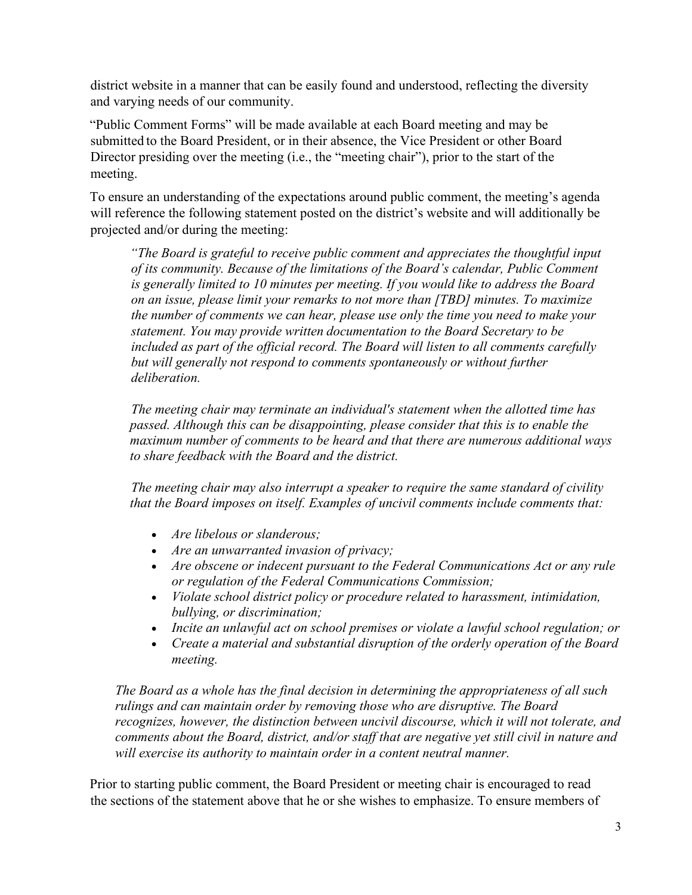district website in a manner that can be easily found and understood, reflecting the diversity and varying needs of our community.

"Public Comment Forms" will be made available at each Board meeting and may be submitted to the Board President, or in their absence, the Vice President or other Board Director presiding over the meeting (i.e., the "meeting chair"), prior to the start of the meeting.

To ensure an understanding of the expectations around public comment, the meeting's agenda will reference the following statement posted on the district's website and will additionally be projected and/or during the meeting:

> *"The Board is grateful to receive public comment and appreciates the thoughtful input of its community. Because of the limitations of the Board's calendar, Public Comment is generally limited to 10 minutes per meeting. If you would like to address the Board on an issue, please limit your remarks to not more than [TBD] minutes. To maximize the number of comments we can hear, please use only the time you need to make your statement. You may provide written documentation to the Board Secretary to be included as part of the official record. The Board will listen to all comments carefully but will generally not respond to comments spontaneously or without further deliberation.*
>
> *The meeting chair may terminate an individual's statement when the allotted time has passed. Although this can be disappointing, please consider that this is to enable the maximum number of comments to be heard and that there are numerous additional ways to share feedback with the Board and the district.*
>
> *The meeting chair may also interrupt a speaker to require the same standard of civility that the Board imposes on itself. Examples of uncivil comments include comments that:*
>
> - *Are libelous or slanderous;*
> - *Are an unwarranted invasion of privacy;*
> - *Are obscene or indecent pursuant to the Federal Communications Act or any rule or regulation of the Federal Communications Commission;*
> - *Violate school district policy or procedure related to harassment, intimidation, bullying, or discrimination;*
> - *Incite an unlawful act on school premises or violate a lawful school regulation; or*
> - *Create a material and substantial disruption of the orderly operation of the Board meeting.*
>
> *The Board as a whole has the final decision in determining the appropriateness of all such rulings and can maintain order by removing those who are disruptive. The Board recognizes, however, the distinction between uncivil discourse, which it will not tolerate, and comments about the Board, district, and/or staff that are negative yet still civil in nature and will exercise its authority to maintain order in a content neutral manner.*

Prior to starting public comment, the Board President or meeting chair is encouraged to read the sections of the statement above that he or she wishes to emphasize. To ensure members of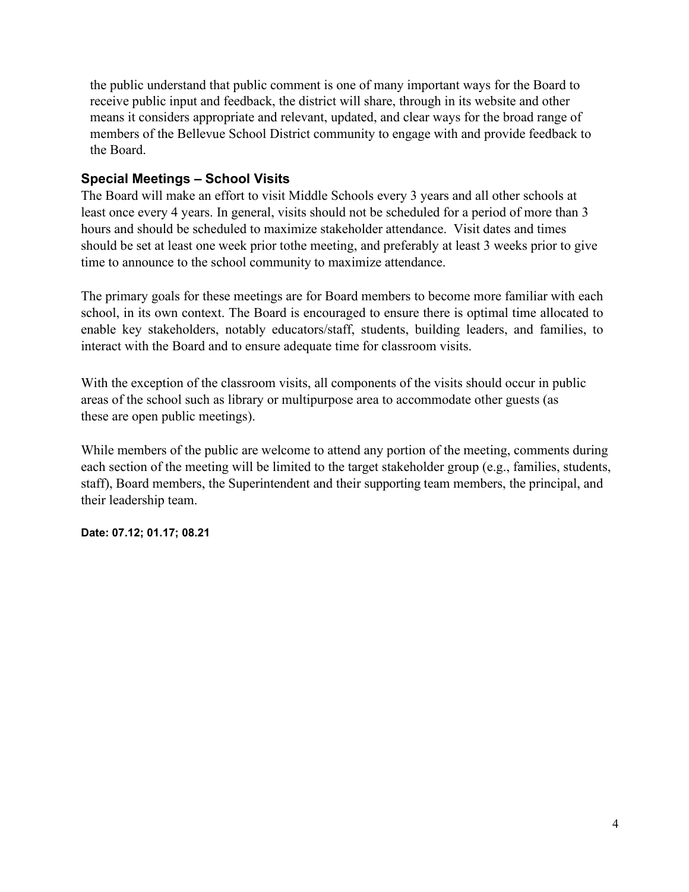the public understand that public comment is one of many important ways for the Board to receive public input and feedback, the district will share, through in its website and other means it considers appropriate and relevant, updated, and clear ways for the broad range of members of the Bellevue School District community to engage with and provide feedback to the Board.

### Special Meetings – School Visits

The Board will make an effort to visit Middle Schools every 3 years and all other schools at least once every 4 years. In general, visits should not be scheduled for a period of more than 3 hours and should be scheduled to maximize stakeholder attendance. Visit dates and times should be set at least one week prior tothe meeting, and preferably at least 3 weeks prior to give time to announce to the school community to maximize attendance.

The primary goals for these meetings are for Board members to become more familiar with each school, in its own context. The Board is encouraged to ensure there is optimal time allocated to enable key stakeholders, notably educators/staff, students, building leaders, and families, to interact with the Board and to ensure adequate time for classroom visits.

With the exception of the classroom visits, all components of the visits should occur in public areas of the school such as library or multipurpose area to accommodate other guests (as these are open public meetings).

While members of the public are welcome to attend any portion of the meeting, comments during each section of the meeting will be limited to the target stakeholder group (e.g., families, students, staff), Board members, the Superintendent and their supporting team members, the principal, and their leadership team.

**Date: 07.12; 01.17; 08.21**